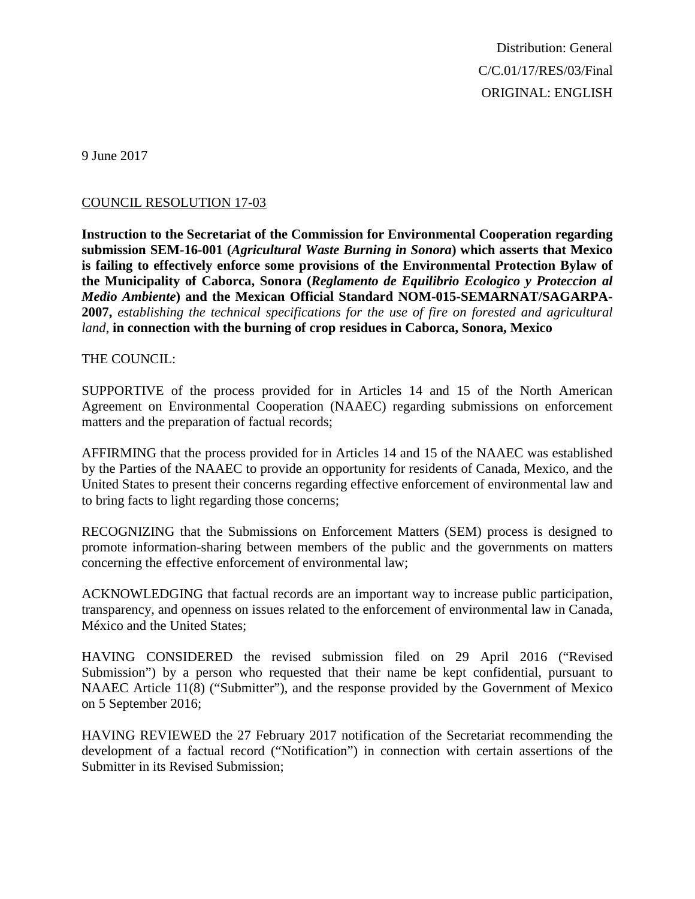Distribution: General
C/C.01/17/RES/03/Final
ORIGINAL: ENGLISH

9 June 2017

COUNCIL RESOLUTION 17-03

**Instruction to the Secretariat of the Commission for Environmental Cooperation regarding submission SEM-16-001 (*Agricultural Waste Burning in Sonora*) which asserts that Mexico is failing to effectively enforce some provisions of the Environmental Protection Bylaw of the Municipality of Caborca, Sonora (*Reglamento de Equilibrio Ecologico y Proteccion al Medio Ambiente*) and the Mexican Official Standard NOM-015-SEMARNAT/SAGARPA-2007,** *establishing the technical specifications for the use of fire on forested and agricultural land*, **in connection with the burning of crop residues in Caborca, Sonora, Mexico**

THE COUNCIL:

SUPPORTIVE of the process provided for in Articles 14 and 15 of the North American Agreement on Environmental Cooperation (NAAEC) regarding submissions on enforcement matters and the preparation of factual records;

AFFIRMING that the process provided for in Articles 14 and 15 of the NAAEC was established by the Parties of the NAAEC to provide an opportunity for residents of Canada, Mexico, and the United States to present their concerns regarding effective enforcement of environmental law and to bring facts to light regarding those concerns;

RECOGNIZING that the Submissions on Enforcement Matters (SEM) process is designed to promote information-sharing between members of the public and the governments on matters concerning the effective enforcement of environmental law;

ACKNOWLEDGING that factual records are an important way to increase public participation, transparency, and openness on issues related to the enforcement of environmental law in Canada, México and the United States;

HAVING CONSIDERED the revised submission filed on 29 April 2016 ("Revised Submission") by a person who requested that their name be kept confidential, pursuant to NAAEC Article 11(8) ("Submitter"), and the response provided by the Government of Mexico on 5 September 2016;

HAVING REVIEWED the 27 February 2017 notification of the Secretariat recommending the development of a factual record ("Notification") in connection with certain assertions of the Submitter in its Revised Submission;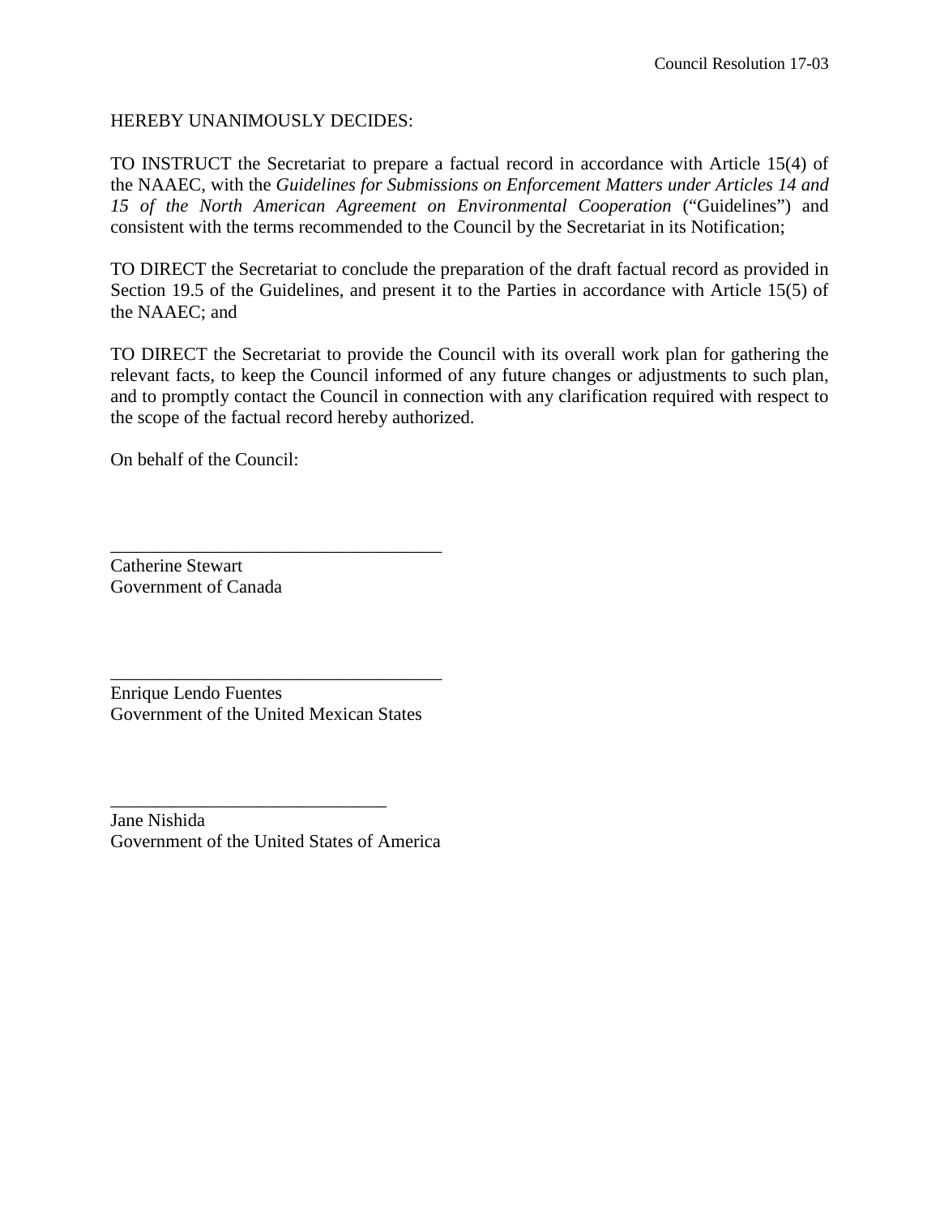HEREBY UNANIMOUSLY DECIDES:

TO INSTRUCT the Secretariat to prepare a factual record in accordance with Article 15(4) of the NAAEC, with the *Guidelines for Submissions on Enforcement Matters under Articles 14 and 15 of the North American Agreement on Environmental Cooperation* ("Guidelines") and consistent with the terms recommended to the Council by the Secretariat in its Notification;

TO DIRECT the Secretariat to conclude the preparation of the draft factual record as provided in Section 19.5 of the Guidelines, and present it to the Parties in accordance with Article 15(5) of the NAAEC; and

TO DIRECT the Secretariat to provide the Council with its overall work plan for gathering the relevant facts, to keep the Council informed of any future changes or adjustments to such plan, and to promptly contact the Council in connection with any clarification required with respect to the scope of the factual record hereby authorized.

On behalf of the Council:

___________________________________
Catherine Stewart
Government of Canada

___________________________________
Enrique Lendo Fuentes
Government of the United Mexican States

_____________________________
Jane Nishida
Government of the United States of America